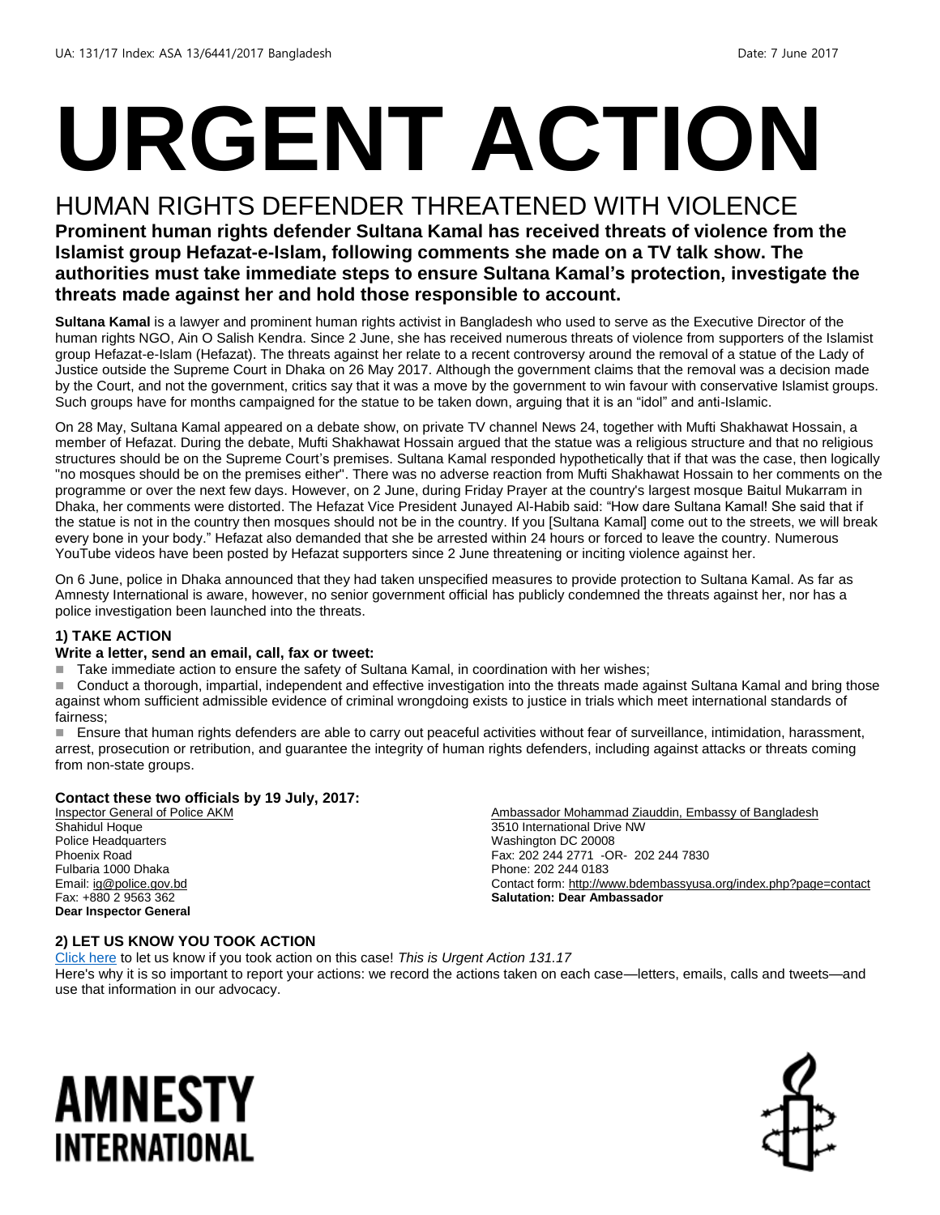UA: 131/17 Index: ASA 13/6441/2017 Bangladesh Date: 7 June 2017

# URGENT ACTION

## HUMAN RIGHTS DEFENDER THREATENED WITH VIOLENCE

**Prominent human rights defender Sultana Kamal has received threats of violence from the Islamist group Hefazat-e-Islam, following comments she made on a TV talk show. The authorities must take immediate steps to ensure Sultana Kamal's protection, investigate the threats made against her and hold those responsible to account.**

**Sultana Kamal** is a lawyer and prominent human rights activist in Bangladesh who used to serve as the Executive Director of the human rights NGO, Ain O Salish Kendra. Since 2 June, she has received numerous threats of violence from supporters of the Islamist group Hefazat-e-Islam (Hefazat). The threats against her relate to a recent controversy around the removal of a statue of the Lady of Justice outside the Supreme Court in Dhaka on 26 May 2017. Although the government claims that the removal was a decision made by the Court, and not the government, critics say that it was a move by the government to win favour with conservative Islamist groups. Such groups have for months campaigned for the statue to be taken down, arguing that it is an "idol" and anti-Islamic.

On 28 May, Sultana Kamal appeared on a debate show, on private TV channel News 24, together with Mufti Shakhawat Hossain, a member of Hefazat. During the debate, Mufti Shakhawat Hossain argued that the statue was a religious structure and that no religious structures should be on the Supreme Court's premises. Sultana Kamal responded hypothetically that if that was the case, then logically "no mosques should be on the premises either". There was no adverse reaction from Mufti Shakhawat Hossain to her comments on the programme or over the next few days. However, on 2 June, during Friday Prayer at the country's largest mosque Baitul Mukarram in Dhaka, her comments were distorted. The Hefazat Vice President Junayed Al-Habib said: "How dare Sultana Kamal! She said that if the statue is not in the country then mosques should not be in the country. If you [Sultana Kamal] come out to the streets, we will break every bone in your body." Hefazat also demanded that she be arrested within 24 hours or forced to leave the country. Numerous YouTube videos have been posted by Hefazat supporters since 2 June threatening or inciting violence against her.

On 6 June, police in Dhaka announced that they had taken unspecified measures to provide protection to Sultana Kamal. As far as Amnesty International is aware, however, no senior government official has publicly condemned the threats against her, nor has a police investigation been launched into the threats.

### 1) TAKE ACTION

**Write a letter, send an email, call, fax or tweet:**

- Take immediate action to ensure the safety of Sultana Kamal, in coordination with her wishes;
- Conduct a thorough, impartial, independent and effective investigation into the threats made against Sultana Kamal and bring those against whom sufficient admissible evidence of criminal wrongdoing exists to justice in trials which meet international standards of fairness;
- Ensure that human rights defenders are able to carry out peaceful activities without fear of surveillance, intimidation, harassment, arrest, prosecution or retribution, and guarantee the integrity of human rights defenders, including against attacks or threats coming from non-state groups.

**Contact these two officials by 19 July, 2017:**

Inspector General of Police AKM Shahidul Hoque
Police Headquarters
Phoenix Road
Fulbaria 1000 Dhaka
Email: ig@police.gov.bd
Fax: +880 2 9563 362
**Dear Inspector General**

Ambassador Mohammad Ziauddin, Embassy of Bangladesh
3510 International Drive NW
Washington DC 20008
Fax: 202 244 2771 -OR- 202 244 7830
Phone: 202 244 0183
Contact form: http://www.bdembassyusa.org/index.php?page=contact
**Salutation: Dear Ambassador**

### 2) LET US KNOW YOU TOOK ACTION

Click here to let us know if you took action on this case! *This is Urgent Action 131.17*
Here's why it is so important to report your actions: we record the actions taken on each case—letters, emails, calls and tweets—and use that information in our advocacy.

AMNESTY INTERNATIONAL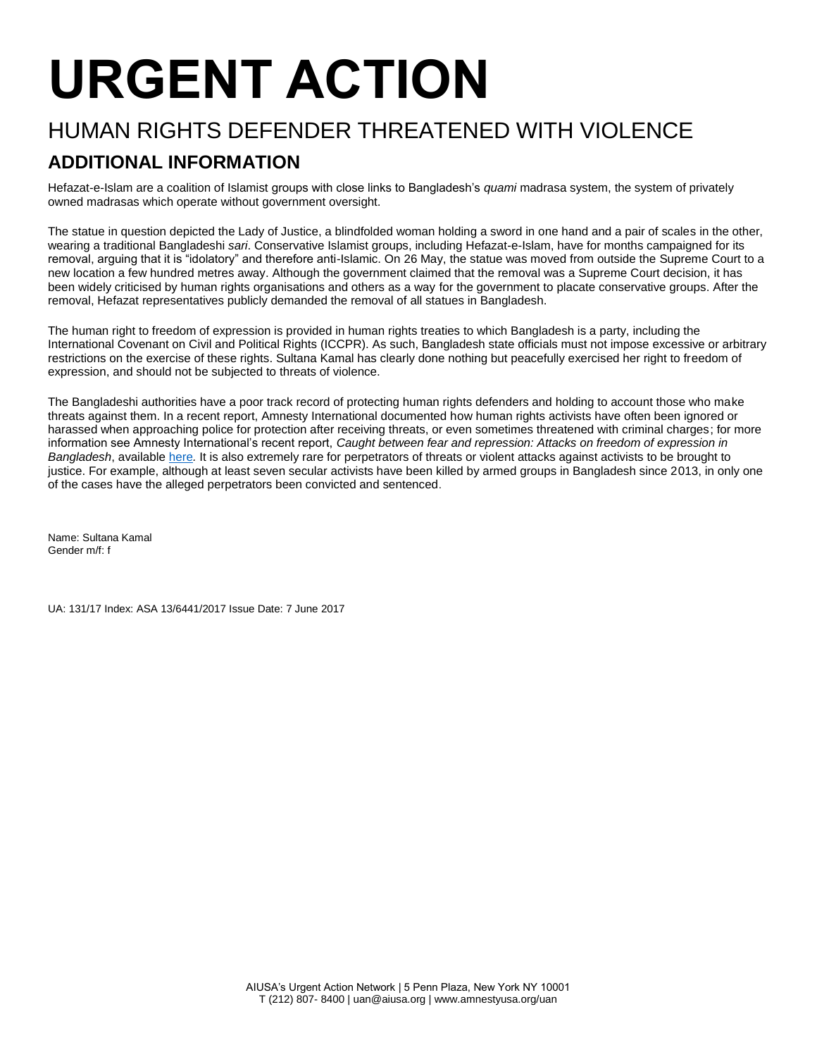# URGENT ACTION

## HUMAN RIGHTS DEFENDER THREATENED WITH VIOLENCE

### ADDITIONAL INFORMATION

Hefazat-e-Islam are a coalition of Islamist groups with close links to Bangladesh's *quami* madrasa system, the system of privately owned madrasas which operate without government oversight.

The statue in question depicted the Lady of Justice, a blindfolded woman holding a sword in one hand and a pair of scales in the other, wearing a traditional Bangladeshi *sari*. Conservative Islamist groups, including Hefazat-e-Islam, have for months campaigned for its removal, arguing that it is "idolatory" and therefore anti-Islamic. On 26 May, the statue was moved from outside the Supreme Court to a new location a few hundred metres away. Although the government claimed that the removal was a Supreme Court decision, it has been widely criticised by human rights organisations and others as a way for the government to placate conservative groups. After the removal, Hefazat representatives publicly demanded the removal of all statues in Bangladesh.

The human right to freedom of expression is provided in human rights treaties to which Bangladesh is a party, including the International Covenant on Civil and Political Rights (ICCPR). As such, Bangladesh state officials must not impose excessive or arbitrary restrictions on the exercise of these rights. Sultana Kamal has clearly done nothing but peacefully exercised her right to freedom of expression, and should not be subjected to threats of violence.

The Bangladeshi authorities have a poor track record of protecting human rights defenders and holding to account those who make threats against them. In a recent report, Amnesty International documented how human rights activists have often been ignored or harassed when approaching police for protection after receiving threats, or even sometimes threatened with criminal charges; for more information see Amnesty International's recent report, *Caught between fear and repression: Attacks on freedom of expression in Bangladesh*, available here. It is also extremely rare for perpetrators of threats or violent attacks against activists to be brought to justice. For example, although at least seven secular activists have been killed by armed groups in Bangladesh since 2013, in only one of the cases have the alleged perpetrators been convicted and sentenced.

Name: Sultana Kamal
Gender m/f: f

UA: 131/17 Index: ASA 13/6441/2017 Issue Date: 7 June 2017

AIUSA's Urgent Action Network | 5 Penn Plaza, New York NY 10001
T (212) 807- 8400 | uan@aiusa.org | www.amnestyusa.org/uan